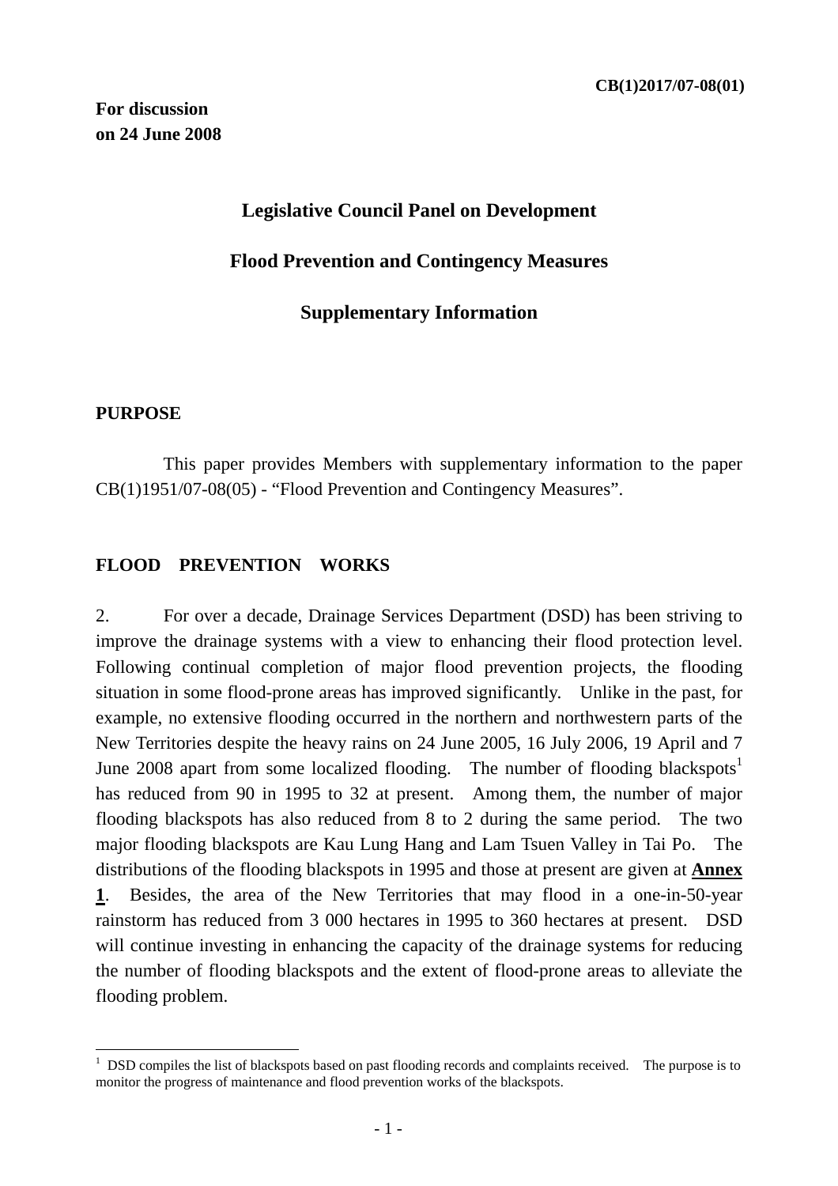**CB(1)2017/07-08(01)**

**For discussion**
**on 24 June 2008**

# Legislative Council Panel on Development

## Flood Prevention and Contingency Measures

## Supplementary Information

### PURPOSE

This paper provides Members with supplementary information to the paper CB(1)1951/07-08(05) - "Flood Prevention and Contingency Measures".

### FLOOD PREVENTION WORKS

2. For over a decade, Drainage Services Department (DSD) has been striving to improve the drainage systems with a view to enhancing their flood protection level. Following continual completion of major flood prevention projects, the flooding situation in some flood-prone areas has improved significantly. Unlike in the past, for example, no extensive flooding occurred in the northern and northwestern parts of the New Territories despite the heavy rains on 24 June 2005, 16 July 2006, 19 April and 7 June 2008 apart from some localized flooding. The number of flooding blackspots[1] has reduced from 90 in 1995 to 32 at present. Among them, the number of major flooding blackspots has also reduced from 8 to 2 during the same period. The two major flooding blackspots are Kau Lung Hang and Lam Tsuen Valley in Tai Po. The distributions of the flooding blackspots in 1995 and those at present are given at **Annex 1**. Besides, the area of the New Territories that may flood in a one-in-50-year rainstorm has reduced from 3 000 hectares in 1995 to 360 hectares at present. DSD will continue investing in enhancing the capacity of the drainage systems for reducing the number of flooding blackspots and the extent of flood-prone areas to alleviate the flooding problem.

[1] DSD compiles the list of blackspots based on past flooding records and complaints received. The purpose is to monitor the progress of maintenance and flood prevention works of the blackspots.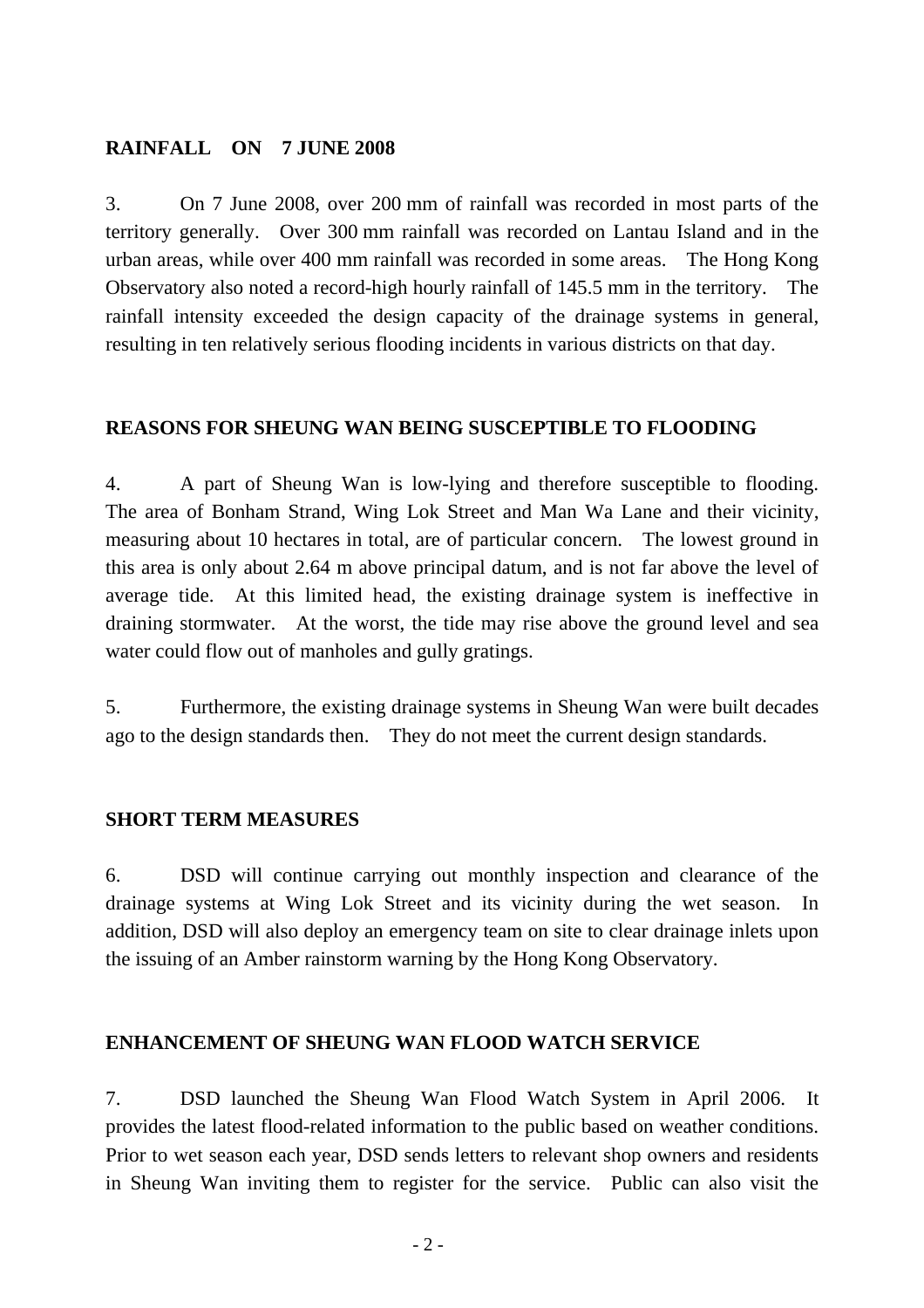## RAINFALL ON 7 JUNE 2008

3. On 7 June 2008, over 200 mm of rainfall was recorded in most parts of the territory generally. Over 300 mm rainfall was recorded on Lantau Island and in the urban areas, while over 400 mm rainfall was recorded in some areas. The Hong Kong Observatory also noted a record-high hourly rainfall of 145.5 mm in the territory. The rainfall intensity exceeded the design capacity of the drainage systems in general, resulting in ten relatively serious flooding incidents in various districts on that day.

## REASONS FOR SHEUNG WAN BEING SUSCEPTIBLE TO FLOODING

4. A part of Sheung Wan is low-lying and therefore susceptible to flooding. The area of Bonham Strand, Wing Lok Street and Man Wa Lane and their vicinity, measuring about 10 hectares in total, are of particular concern. The lowest ground in this area is only about 2.64 m above principal datum, and is not far above the level of average tide. At this limited head, the existing drainage system is ineffective in draining stormwater. At the worst, the tide may rise above the ground level and sea water could flow out of manholes and gully gratings.

5. Furthermore, the existing drainage systems in Sheung Wan were built decades ago to the design standards then. They do not meet the current design standards.

## SHORT TERM MEASURES

6. DSD will continue carrying out monthly inspection and clearance of the drainage systems at Wing Lok Street and its vicinity during the wet season. In addition, DSD will also deploy an emergency team on site to clear drainage inlets upon the issuing of an Amber rainstorm warning by the Hong Kong Observatory.

## ENHANCEMENT OF SHEUNG WAN FLOOD WATCH SERVICE

7. DSD launched the Sheung Wan Flood Watch System in April 2006. It provides the latest flood-related information to the public based on weather conditions. Prior to wet season each year, DSD sends letters to relevant shop owners and residents in Sheung Wan inviting them to register for the service. Public can also visit the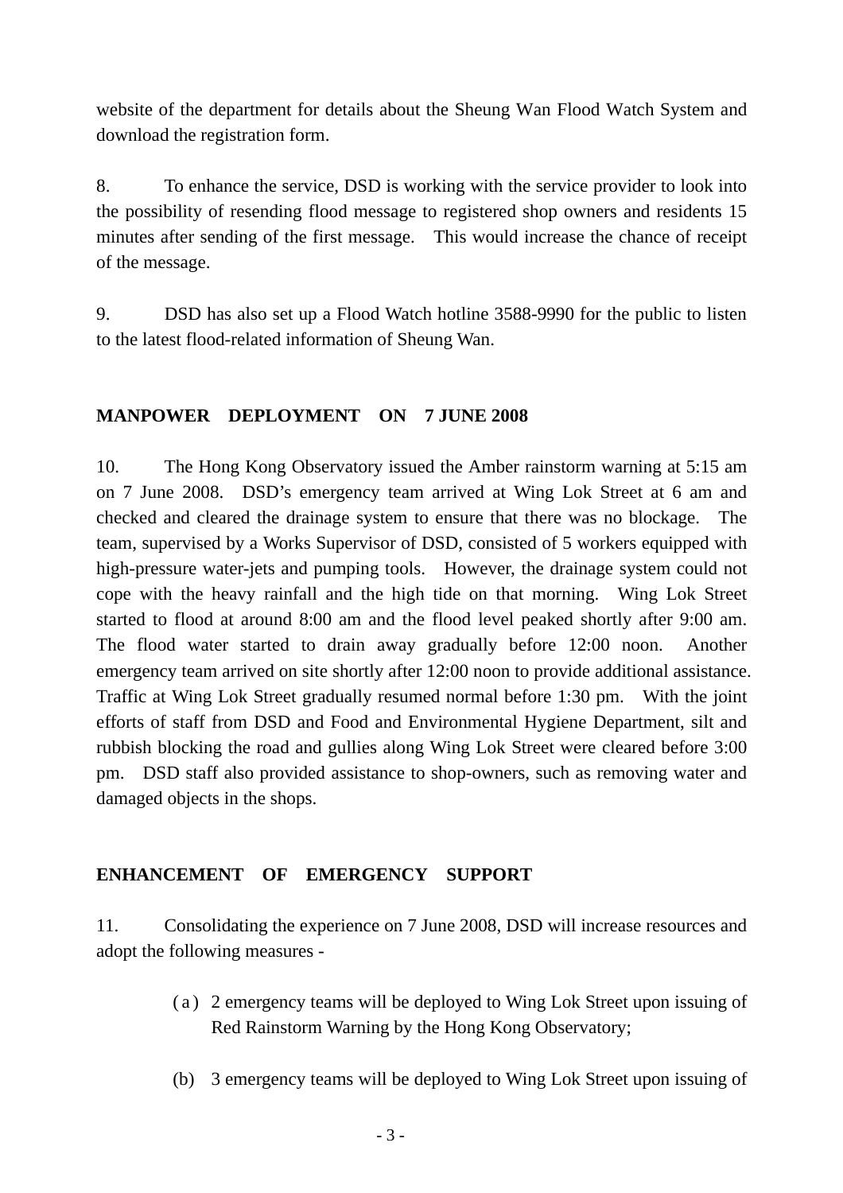website of the department for details about the Sheung Wan Flood Watch System and download the registration form.

8. To enhance the service, DSD is working with the service provider to look into the possibility of resending flood message to registered shop owners and residents 15 minutes after sending of the first message. This would increase the chance of receipt of the message.

9. DSD has also set up a Flood Watch hotline 3588-9990 for the public to listen to the latest flood-related information of Sheung Wan.

## MANPOWER DEPLOYMENT ON 7 JUNE 2008

10. The Hong Kong Observatory issued the Amber rainstorm warning at 5:15 am on 7 June 2008. DSD's emergency team arrived at Wing Lok Street at 6 am and checked and cleared the drainage system to ensure that there was no blockage. The team, supervised by a Works Supervisor of DSD, consisted of 5 workers equipped with high-pressure water-jets and pumping tools. However, the drainage system could not cope with the heavy rainfall and the high tide on that morning. Wing Lok Street started to flood at around 8:00 am and the flood level peaked shortly after 9:00 am. The flood water started to drain away gradually before 12:00 noon. Another emergency team arrived on site shortly after 12:00 noon to provide additional assistance. Traffic at Wing Lok Street gradually resumed normal before 1:30 pm. With the joint efforts of staff from DSD and Food and Environmental Hygiene Department, silt and rubbish blocking the road and gullies along Wing Lok Street were cleared before 3:00 pm. DSD staff also provided assistance to shop-owners, such as removing water and damaged objects in the shops.

## ENHANCEMENT OF EMERGENCY SUPPORT

11. Consolidating the experience on 7 June 2008, DSD will increase resources and adopt the following measures -

(a) 2 emergency teams will be deployed to Wing Lok Street upon issuing of Red Rainstorm Warning by the Hong Kong Observatory;

(b) 3 emergency teams will be deployed to Wing Lok Street upon issuing of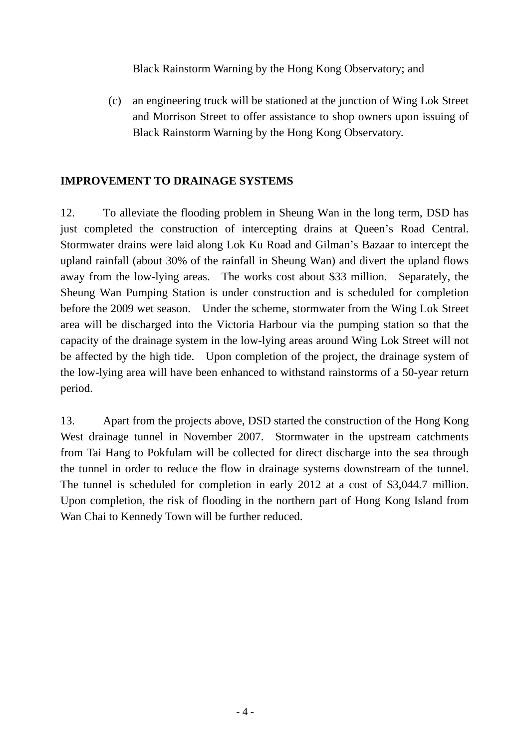Black Rainstorm Warning by the Hong Kong Observatory; and

(c) an engineering truck will be stationed at the junction of Wing Lok Street and Morrison Street to offer assistance to shop owners upon issuing of Black Rainstorm Warning by the Hong Kong Observatory.

**IMPROVEMENT TO DRAINAGE SYSTEMS**

12. To alleviate the flooding problem in Sheung Wan in the long term, DSD has just completed the construction of intercepting drains at Queen's Road Central. Stormwater drains were laid along Lok Ku Road and Gilman's Bazaar to intercept the upland rainfall (about 30% of the rainfall in Sheung Wan) and divert the upland flows away from the low-lying areas. The works cost about $33 million. Separately, the Sheung Wan Pumping Station is under construction and is scheduled for completion before the 2009 wet season. Under the scheme, stormwater from the Wing Lok Street area will be discharged into the Victoria Harbour via the pumping station so that the capacity of the drainage system in the low-lying areas around Wing Lok Street will not be affected by the high tide. Upon completion of the project, the drainage system of the low-lying area will have been enhanced to withstand rainstorms of a 50-year return period.

13. Apart from the projects above, DSD started the construction of the Hong Kong West drainage tunnel in November 2007. Stormwater in the upstream catchments from Tai Hang to Pokfulam will be collected for direct discharge into the sea through the tunnel in order to reduce the flow in drainage systems downstream of the tunnel. The tunnel is scheduled for completion in early 2012 at a cost of $3,044.7 million. Upon completion, the risk of flooding in the northern part of Hong Kong Island from Wan Chai to Kennedy Town will be further reduced.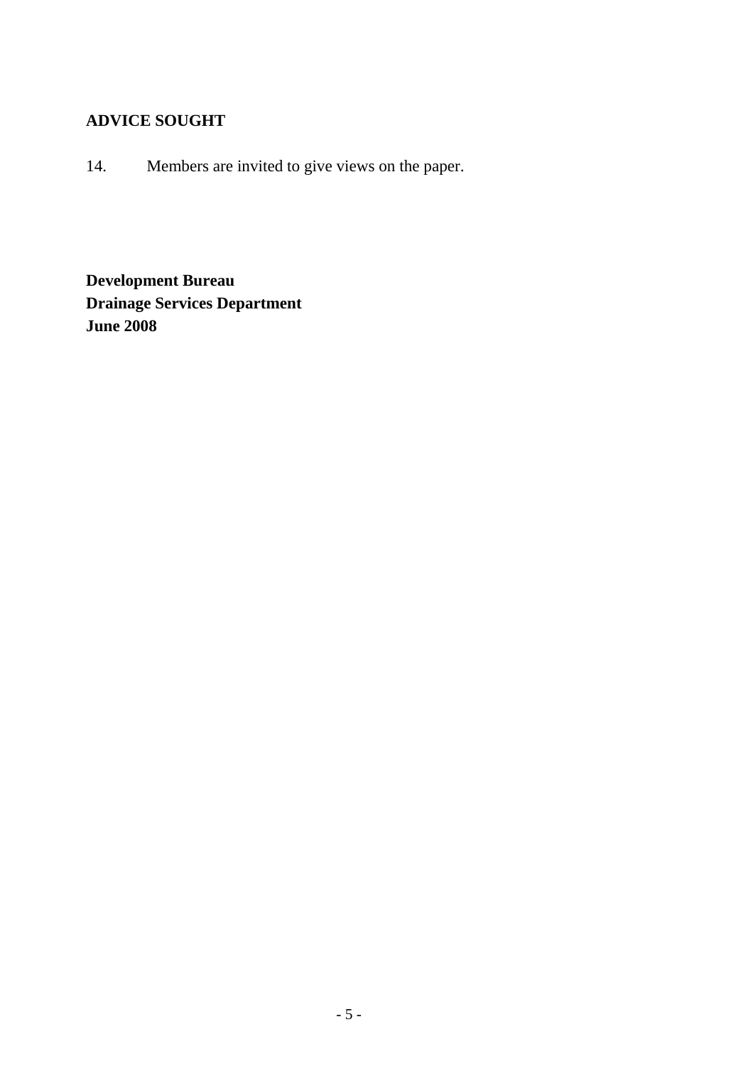## ADVICE SOUGHT

14. Members are invited to give views on the paper.

**Development Bureau**
**Drainage Services Department**
**June 2008**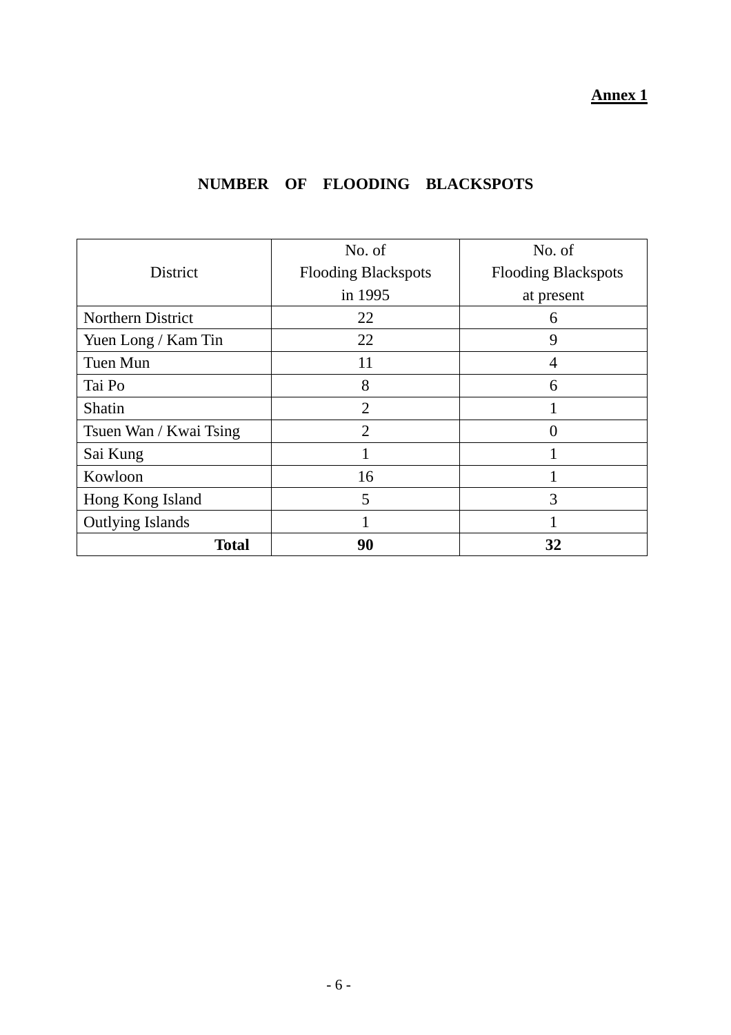**Annex 1**

## NUMBER OF FLOODING BLACKSPOTS

| District | No. of Flooding Blackspots in 1995 | No. of Flooding Blackspots at present |
|---|---|---|
| Northern District | 22 | 6 |
| Yuen Long / Kam Tin | 22 | 9 |
| Tuen Mun | 11 | 4 |
| Tai Po | 8 | 6 |
| Shatin | 2 | 1 |
| Tsuen Wan / Kwai Tsing | 2 | 0 |
| Sai Kung | 1 | 1 |
| Kowloon | 16 | 1 |
| Hong Kong Island | 5 | 3 |
| Outlying Islands | 1 | 1 |
| **Total** | **90** | **32** |